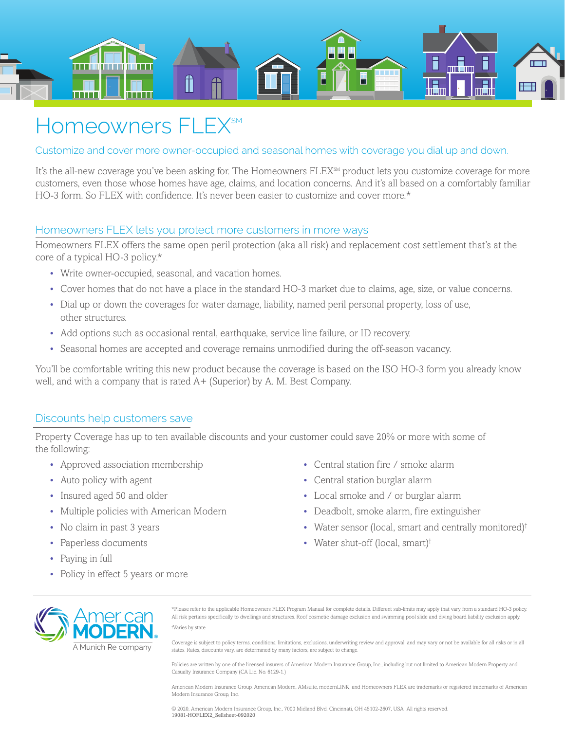# Homeowners FLEX℠

## Customize and cover more owner-occupied and seasonal homes with coverage you dial up and down.

It's the all-new coverage you've been asking for. The Homeowners FLEX℠ product lets you customize coverage for more customers, even those whose homes have age, claims, and location concerns. And it's all based on a comfortably familiar HO-3 form. So FLEX with confidence. It's never been easier to customize and cover more.*

## Homeowners FLEX lets you protect more customers in more ways

Homeowners FLEX offers the same open peril protection (aka all risk) and replacement cost settlement that's at the core of a typical HO-3 policy.*

- Write owner-occupied, seasonal, and vacation homes.
- Cover homes that do not have a place in the standard HO-3 market due to claims, age, size, or value concerns.
- Dial up or down the coverages for water damage, liability, named peril personal property, loss of use, other structures.
- Add options such as occasional rental, earthquake, service line failure, or ID recovery.
- Seasonal homes are accepted and coverage remains unmodified during the off-season vacancy.

You'll be comfortable writing this new product because the coverage is based on the ISO HO-3 form you already know well, and with a company that is rated A+ (Superior) by A. M. Best Company.

## Discounts help customers save

Property Coverage has up to ten available discounts and your customer could save 20% or more with some of the following:

- Approved association membership
- Auto policy with agent
- Insured aged 50 and older
- Multiple policies with American Modern
- No claim in past 3 years
- Paperless documents
- Paying in full
- Policy in effect 5 years or more
- Central station fire / smoke alarm
- Central station burglar alarm
- Local smoke and / or burglar alarm
- Deadbolt, smoke alarm, fire extinguisher
- Water sensor (local, smart and centrally monitored)†
- Water shut-off (local, smart)†

American MODERN®
A Munich Re company

*Please refer to the applicable Homeowners FLEX Program Manual for complete details. Different sub-limits may apply that vary from a standard HO-3 policy. All risk pertains specifically to dwellings and structures. Roof cosmetic damage exclusion and swimming pool slide and diving board liability exclusion apply.

†Varies by state

Coverage is subject to policy terms, conditions, limitations, exclusions, underwriting review and approval, and may vary or not be available for all risks or in all states. Rates, discounts vary, are determined by many factors, are subject to change.

Policies are written by one of the licensed insurers of American Modern Insurance Group, Inc., including but not limited to American Modern Property and Casualty Insurance Company (CA Lic. No. 6129-1.)

American Modern Insurance Group, American Modern, AMsuite, modernLINK, and Homeowners FLEX are trademarks or registered trademarks of American Modern Insurance Group, Inc.

© 2020, American Modern Insurance Group, Inc., 7000 Midland Blvd. Cincinnati, OH 45102-2607, USA All rights reserved.
19081-HOFLEX2_Sellsheet-092020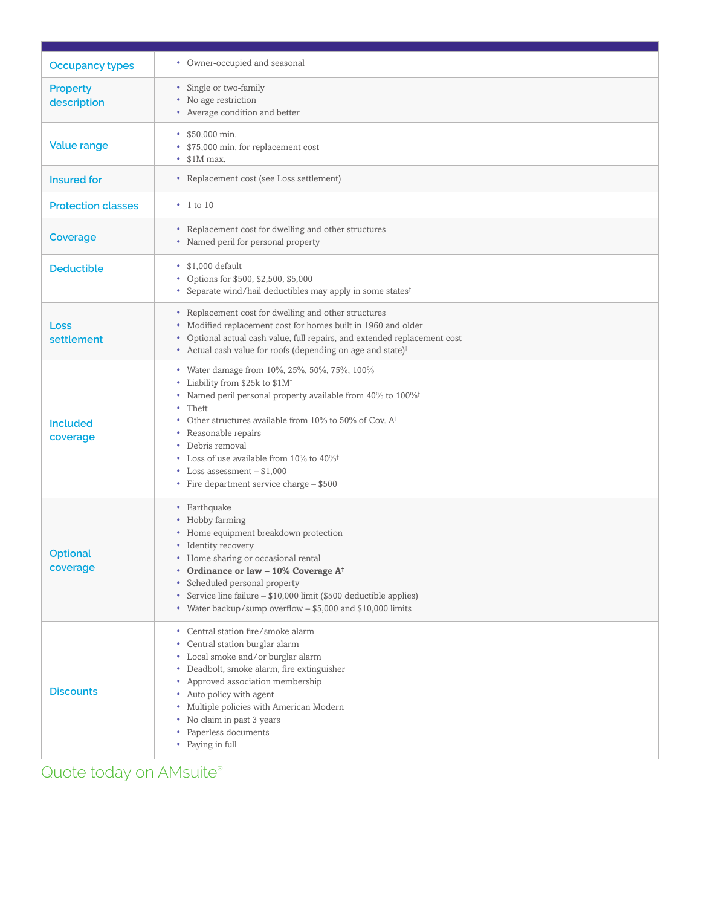| | |
|---|---|
| **Occupancy types** | • Owner-occupied and seasonal |
| **Property description** | • Single or two-family<br>• No age restriction<br>• Average condition and better |
| **Value range** | • $50,000 min.<br>• $75,000 min. for replacement cost<br>• $1M max.† |
| **Insured for** | • Replacement cost (see Loss settlement) |
| **Protection classes** | • 1 to 10 |
| **Coverage** | • Replacement cost for dwelling and other structures<br>• Named peril for personal property |
| **Deductible** | • $1,000 default<br>• Options for $500, $2,500, $5,000<br>• Separate wind/hail deductibles may apply in some states† |
| **Loss settlement** | • Replacement cost for dwelling and other structures<br>• Modified replacement cost for homes built in 1960 and older<br>• Optional actual cash value, full repairs, and extended replacement cost<br>• Actual cash value for roofs (depending on age and state)† |
| **Included coverage** | • Water damage from 10%, 25%, 50%, 75%, 100%<br>• Liability from $25k to $1M†<br>• Named peril personal property available from 40% to 100%†<br>• Theft<br>• Other structures available from 10% to 50% of Cov. A†<br>• Reasonable repairs<br>• Debris removal<br>• Loss of use available from 10% to 40%†<br>• Loss assessment – $1,000<br>• Fire department service charge – $500 |
| **Optional coverage** | • Earthquake<br>• Hobby farming<br>• Home equipment breakdown protection<br>• Identity recovery<br>• Home sharing or occasional rental<br>• **Ordinance or law – 10% Coverage A†**<br>• Scheduled personal property<br>• Service line failure – $10,000 limit ($500 deductible applies)<br>• Water backup/sump overflow – $5,000 and $10,000 limits |
| **Discounts** | • Central station fire/smoke alarm<br>• Central station burglar alarm<br>• Local smoke and/or burglar alarm<br>• Deadbolt, smoke alarm, fire extinguisher<br>• Approved association membership<br>• Auto policy with agent<br>• Multiple policies with American Modern<br>• No claim in past 3 years<br>• Paperless documents<br>• Paying in full |

Quote today on AMsuite®